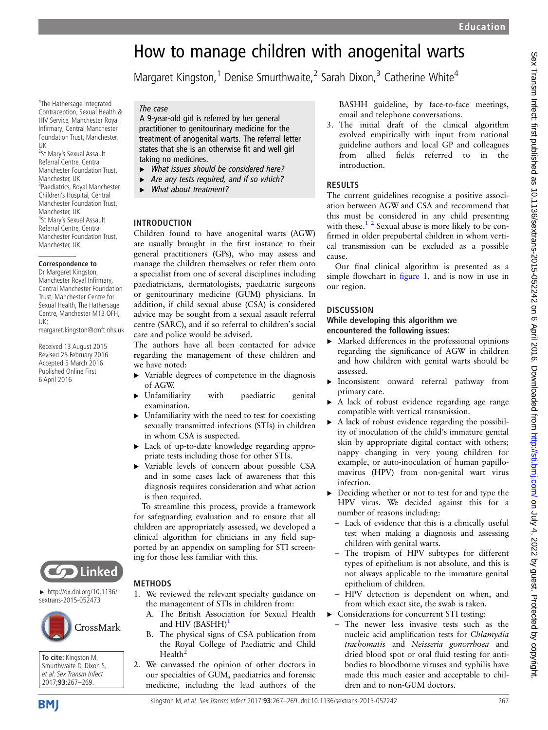# How to manage children with anogenital warts

Margaret Kingston,[1] Denise Smurthwaite,[2] Sarah Dixon,[3] Catherine White[4]

[1]The Hathersage Integrated Contraception, Sexual Health & HIV Service, Manchester Royal Infirmary, Central Manchester Foundation Trust, Manchester, UK
[2]St Mary's Sexual Assault Referral Centre, Central Manchester Foundation Trust, Manchester, UK
[3]Paediatrics, Royal Manchester Children's Hospital, Central Manchester Foundation Trust, Manchester, UK
[4]St Mary's Sexual Assault Referral Centre, Central Manchester Foundation Trust, Manchester, UK

**Correspondence to**
Dr Margaret Kingston, Manchester Royal Infirmary, Central Manchester Foundation Trust, Manchester Centre for Sexual Health, The Hathersage Centre, Manchester M13 0FH, UK; margaret.kingston@cmft.nhs.uk

Received 13 August 2015
Revised 25 February 2016
Accepted 5 March 2016
Published Online First 6 April 2016

► http://dx.doi.org/10.1136/sextrans-2015-052473

**To cite:** Kingston M, Smurthwaite D, Dixon S, *et al*. *Sex Transm Infect* 2017;**93**:267–269.

*The case*

A 9-year-old girl is referred by her general practitioner to genitourinary medicine for the treatment of anogenital warts. The referral letter states that she is an otherwise fit and well girl taking no medicines.

- *What issues should be considered here?*
- *Are any tests required, and if so which?*
- *What about treatment?*

## INTRODUCTION

Children found to have anogenital warts (AGW) are usually brought in the first instance to their general practitioners (GPs), who may assess and manage the children themselves or refer them onto a specialist from one of several disciplines including paediatricians, dermatologists, paediatric surgeons or genitourinary medicine (GUM) physicians. In addition, if child sexual abuse (CSA) is considered advice may be sought from a sexual assault referral centre (SARC), and if so referral to children's social care and police would be advised.

The authors have all been contacted for advice regarding the management of these children and we have noted:

- Variable degrees of competence in the diagnosis of AGW.
- Unfamiliarity with paediatric genital examination.
- Unfamiliarity with the need to test for coexisting sexually transmitted infections (STIs) in children in whom CSA is suspected.
- Lack of up-to-date knowledge regarding appropriate tests including those for other STIs.
- Variable levels of concern about possible CSA and in some cases lack of awareness that this diagnosis requires consideration and what action is then required.

To streamline this process, provide a framework for safeguarding evaluation and to ensure that all children are appropriately assessed, we developed a clinical algorithm for clinicians in any field supported by an appendix on sampling for STI screening for those less familiar with this.

## METHODS

1. We reviewed the relevant specialty guidance on the management of STIs in children from:
   A. The British Association for Sexual Health and HIV (BASHH)[1]
   B. The physical signs of CSA publication from the Royal College of Paediatric and Child Health[2]
2. We canvassed the opinion of other doctors in our specialties of GUM, paediatrics and forensic medicine, including the lead authors of the BASHH guideline, by face-to-face meetings, email and telephone conversations.
3. The initial draft of the clinical algorithm evolved empirically with input from national guideline authors and local GP and colleagues from allied fields referred to in the introduction.

## RESULTS

The current guidelines recognise a positive association between AGW and CSA and recommend that this must be considered in any child presenting with these.[1,2] Sexual abuse is more likely to be confirmed in older prepubertal children in whom vertical transmission can be excluded as a possible cause.

Our final clinical algorithm is presented as a simple flowchart in figure 1, and is now in use in our region.

## DISCUSSION

### While developing this algorithm we encountered the following issues:

- Marked differences in the professional opinions regarding the significance of AGW in children and how children with genital warts should be assessed.
- Inconsistent onward referral pathway from primary care.
- A lack of robust evidence regarding age range compatible with vertical transmission.
- A lack of robust evidence regarding the possibility of inoculation of the child's immature genital skin by appropriate digital contact with others; nappy changing in very young children for example, or auto-inoculation of human papillomavirus (HPV) from non-genital wart virus infection.
- Deciding whether or not to test for and type the HPV virus. We decided against this for a number of reasons including:
  - Lack of evidence that this is a clinically useful test when making a diagnosis and assessing children with genital warts.
  - The tropism of HPV subtypes for different types of epithelium is not absolute, and this is not always applicable to the immature genital epithelium of children.
  - HPV detection is dependent on when, and from which exact site, the swab is taken.
- Considerations for concurrent STI testing:
  - The newer less invasive tests such as the nucleic acid amplification tests for *Chlamydia trachomatis* and *Neisseria gonorrhoea* and dried blood spot or oral fluid testing for antibodies to bloodborne viruses and syphilis have made this much easier and acceptable to children and to non-GUM doctors.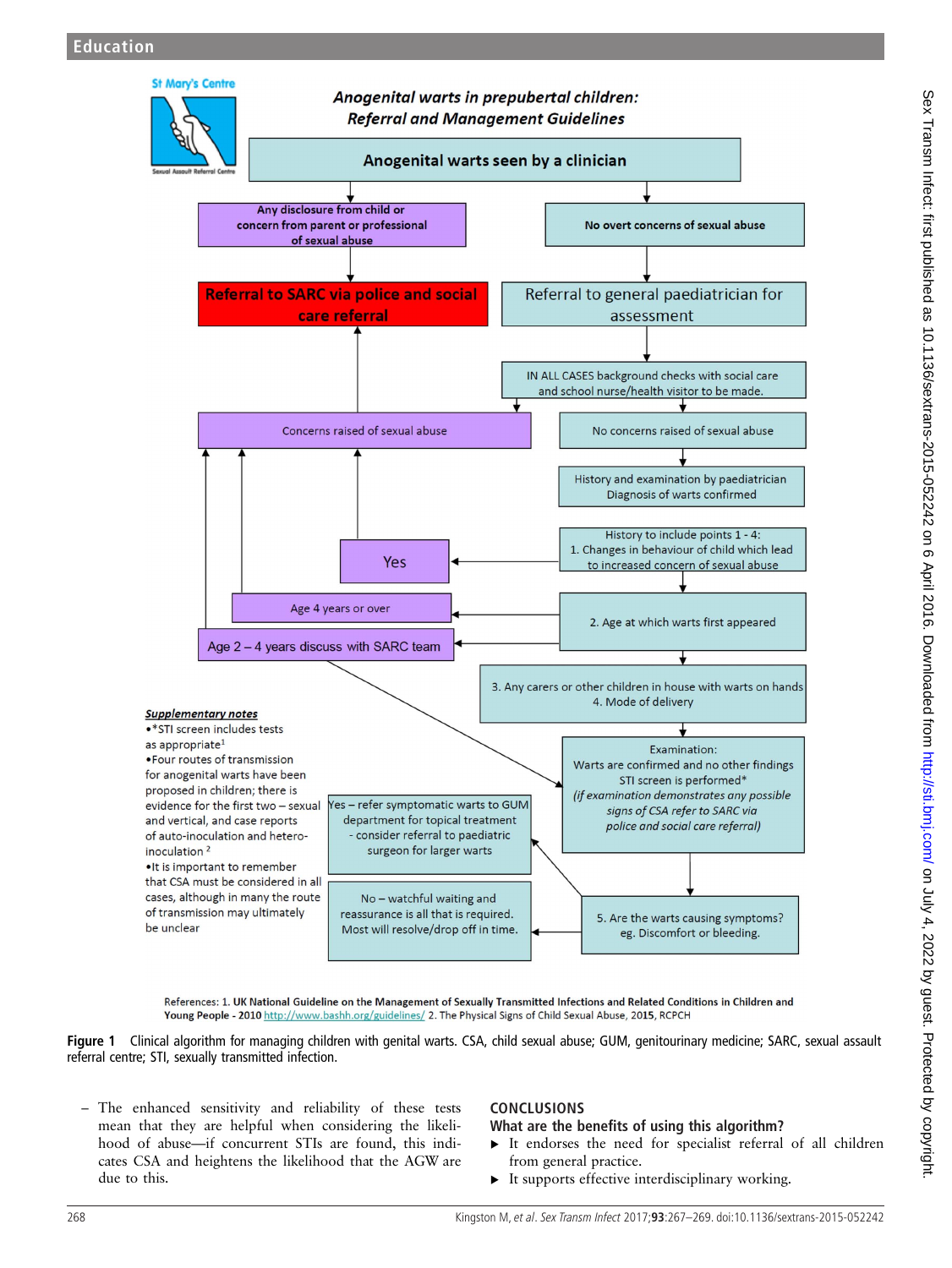**Anogenital warts in prepubertal children: Referral and Management Guidelines**

St Mary's Centre — Sexual Assault Referral Centre

- Anogenital warts seen by a clinician
  - Any disclosure from child or concern from parent or professional of sexual abuse → **Referral to SARC via police and social care referral**
  - No overt concerns of sexual abuse → Referral to general paediatrician for assessment → IN ALL CASES background checks with social care and school nurse/health visitor to be made.
    - Concerns raised of sexual abuse → Referral to SARC via police and social care referral
    - No concerns raised of sexual abuse → History and examination by paediatrician. Diagnosis of warts confirmed → History to include points 1 - 4:
      1. Changes in behaviour of child which lead to increased concern of sexual abuse → Yes → Concerns raised of sexual abuse
      2. Age at which warts first appeared → Age 4 years or over → Concerns raised of sexual abuse; Age 2 – 4 years discuss with SARC team
      3. Any carers or other children in house with warts on hands
      4. Mode of delivery
    - Examination: Warts are confirmed and no other findings. STI screen is performed* *(if examination demonstrates any possible signs of CSA refer to SARC via police and social care referral)*
    - 5. Are the warts causing symptoms? eg. Discomfort or bleeding.
      - Yes – refer symptomatic warts to GUM department for topical treatment - consider referral to paediatric surgeon for larger warts
      - No – watchful waiting and reassurance is all that is required. Most will resolve/drop off in time.

***Supplementary notes***

- *STI screen includes tests as appropriate[1]
- Four routes of transmission for anogenital warts have been proposed in children; there is evidence for the first two – sexual and vertical, and case reports of auto-inoculation and hetero-inoculation[2]
- It is important to remember that CSA must be considered in all cases, although in many the route of transmission may ultimately be unclear

References: 1. UK National Guideline on the Management of Sexually Transmitted Infections and Related Conditions in Children and Young People - 2010 http://www.bashh.org/guidelines/ 2. The Physical Signs of Child Sexual Abuse, 2015, RCPCH

**Figure 1** Clinical algorithm for managing children with genital warts. CSA, child sexual abuse; GUM, genitourinary medicine; SARC, sexual assault referral centre; STI, sexually transmitted infection.

– The enhanced sensitivity and reliability of these tests mean that they are helpful when considering the likelihood of abuse—if concurrent STIs are found, this indicates CSA and heightens the likelihood that the AGW are due to this.

## CONCLUSIONS

### What are the benefits of using this algorithm?

- It endorses the need for specialist referral of all children from general practice.
- It supports effective interdisciplinary working.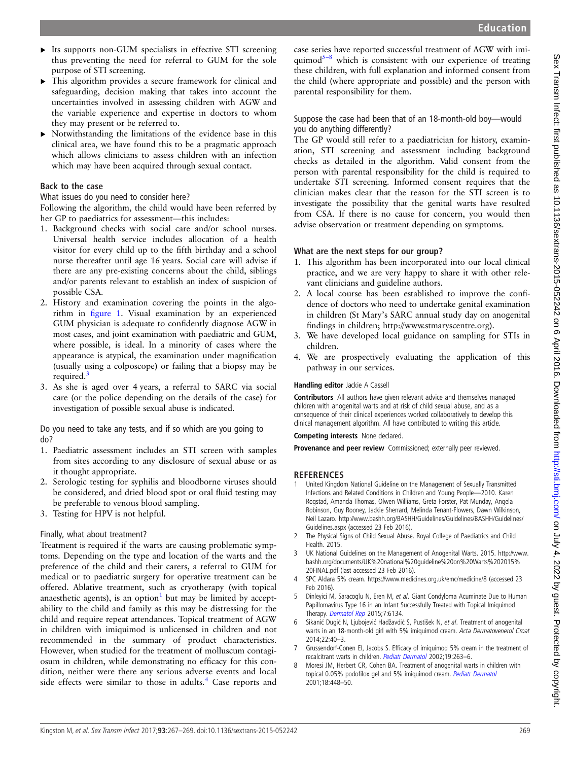- Its supports non-GUM specialists in effective STI screening thus preventing the need for referral to GUM for the sole purpose of STI screening.
- This algorithm provides a secure framework for clinical and safeguarding, decision making that takes into account the uncertainties involved in assessing children with AGW and the variable experience and expertise in doctors to whom they may present or be referred to.
- Notwithstanding the limitations of the evidence base in this clinical area, we have found this to be a pragmatic approach which allows clinicians to assess children with an infection which may have been acquired through sexual contact.

## Back to the case

### What issues do you need to consider here?

Following the algorithm, the child would have been referred by her GP to paediatrics for assessment—this includes:

1. Background checks with social care and/or school nurses. Universal health service includes allocation of a health visitor for every child up to the fifth birthday and a school nurse thereafter until age 16 years. Social care will advise if there are any pre-existing concerns about the child, siblings and/or parents relevant to establish an index of suspicion of possible CSA.
2. History and examination covering the points in the algorithm in figure 1. Visual examination by an experienced GUM physician is adequate to confidently diagnose AGW in most cases, and joint examination with paediatric and GUM, where possible, is ideal. In a minority of cases where the appearance is atypical, the examination under magnification (usually using a colposcope) or failing that a biopsy may be required.[3]
3. As she is aged over 4 years, a referral to SARC via social care (or the police depending on the details of the case) for investigation of possible sexual abuse is indicated.

### Do you need to take any tests, and if so which are you going to do?

1. Paediatric assessment includes an STI screen with samples from sites according to any disclosure of sexual abuse or as it thought appropriate.
2. Serologic testing for syphilis and bloodborne viruses should be considered, and dried blood spot or oral fluid testing may be preferable to venous blood sampling.
3. Testing for HPV is not helpful.

### Finally, what about treatment?

Treatment is required if the warts are causing problematic symptoms. Depending on the type and location of the warts and the preference of the child and their carers, a referral to GUM for medical or to paediatric surgery for operative treatment can be offered. Ablative treatment, such as cryotherapy (with topical anaesthetic agents), is an option[1] but may be limited by acceptability to the child and family as this may be distressing for the child and require repeat attendances. Topical treatment of AGW in children with imiquimod is unlicensed in children and not recommended in the summary of product characteristics. However, when studied for the treatment of molluscum contagiosum in children, while demonstrating no efficacy for this condition, neither were there any serious adverse events and local side effects were similar to those in adults.[4] Case reports and case series have reported successful treatment of AGW with imiquimod[5–8] which is consistent with our experience of treating these children, with full explanation and informed consent from the child (where appropriate and possible) and the person with parental responsibility for them.

### Suppose the case had been that of an 18-month-old boy—would you do anything differently?

The GP would still refer to a paediatrician for history, examination, STI screening and assessment including background checks as detailed in the algorithm. Valid consent from the person with parental responsibility for the child is required to undertake STI screening. Informed consent requires that the clinician makes clear that the reason for the STI screen is to investigate the possibility that the genital warts have resulted from CSA. If there is no cause for concern, you would then advise observation or treatment depending on symptoms.

## What are the next steps for our group?

1. This algorithm has been incorporated into our local clinical practice, and we are very happy to share it with other relevant clinicians and guideline authors.
2. A local course has been established to improve the confidence of doctors who need to undertake genital examination in children (St Mary's SARC annual study day on anogenital findings in children; http://www.stmaryscentre.org).
3. We have developed local guidance on sampling for STIs in children.
4. We are prospectively evaluating the application of this pathway in our services.

**Handling editor** Jackie A Cassell

**Contributors** All authors have given relevant advice and themselves managed children with anogenital warts and at risk of child sexual abuse, and as a consequence of their clinical experiences worked collaboratively to develop this clinical management algorithm. All have contributed to writing this article.

**Competing interests** None declared.

**Provenance and peer review** Commissioned; externally peer reviewed.

## REFERENCES

1. United Kingdom National Guideline on the Management of Sexually Transmitted Infections and Related Conditions in Children and Young People—2010. Karen Rogstad, Amanda Thomas, Olwen Williams, Greta Forster, Pat Munday, Angela Robinson, Guy Rooney, Jackie Sherrard, Melinda Tenant-Flowers, Dawn Wilkinson, Neil Lazaro. http://www.bashh.org/BASHH/Guidelines/Guidelines/BASHH/Guidelines/Guidelines.aspx (accessed 23 Feb 2016).
2. The Physical Signs of Child Sexual Abuse. Royal College of Paediatrics and Child Health. 2015.
3. UK National Guidelines on the Management of Anogenital Warts. 2015. http://www.bashh.org/documents/UK%20national%20guideline%20on%20Warts%202015%20FINAL.pdf (last accessed 23 Feb 2016).
4. SPC Aldara 5% cream. https://www.medicines.org.uk/emc/medicine/8 (accessed 23 Feb 2016).
5. Dinleyici M, Saracoglu N, Eren M, *et al*. Giant Condyloma Acuminate Due to Human Papillomavirus Type 16 in an Infant Successfully Treated with Topical Imiquimod Therapy. *Dermatol Rep* 2015;7:6134.
6. Sikanić Dugić N, Ljubojević Hadžavdić S, Pustišek N, *et al*. Treatment of anogenital warts in an 18-month-old girl with 5% imiquimod cream. *Acta Dermatovenerol Croat* 2014;22:40–3.
7. Grussendorf-Conen EI, Jacobs S. Efficacy of imiquimod 5% cream in the treatment of recalcitrant warts in children. *Pediatr Dermatol* 2002;19:263–6.
8. Moresi JM, Herbert CR, Cohen BA. Treatment of anogenital warts in children with topical 0.05% podofilox gel and 5% imiquimod cream. *Pediatr Dermatol* 2001;18:448–50.